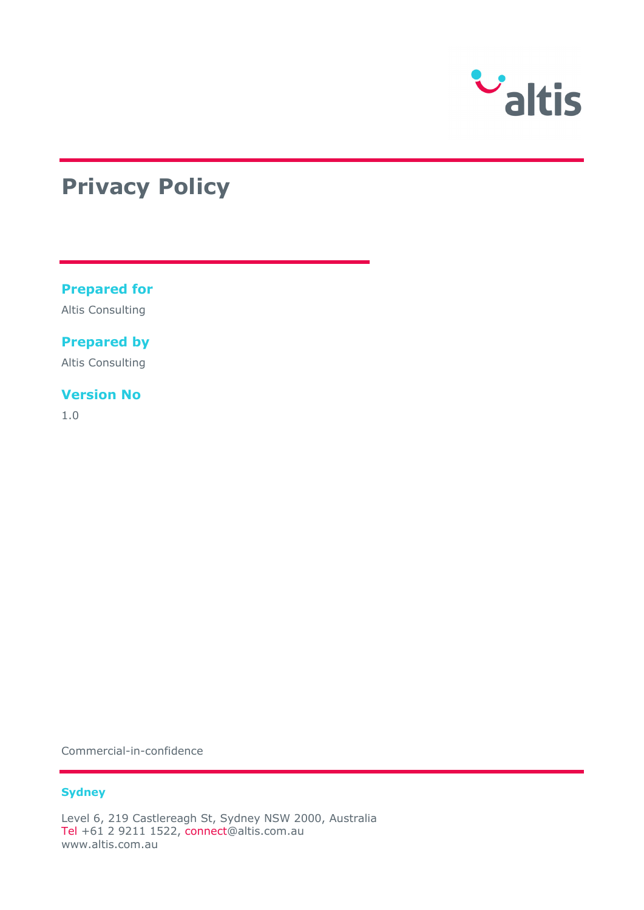# Privacy Policy

### Prepared for

Altis Consulting

### Prepared by

Altis Consulting

### Version No

1.0

Commercial-in-confidence

**Sydney**

Level 6, 219 Castlereagh St, Sydney NSW 2000, Australia
Tel +61 2 9211 1522, connect@altis.com.au
www.altis.com.au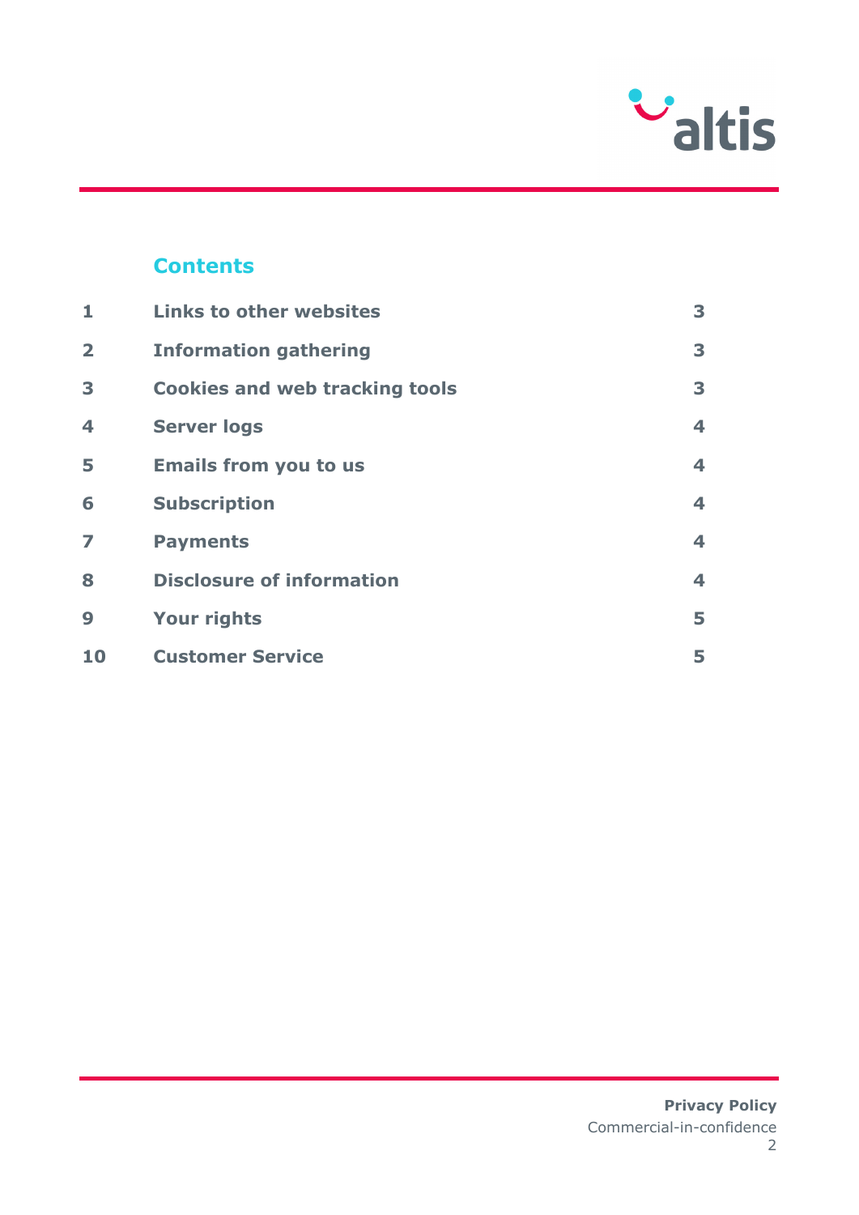## Contents

| | | |
|---|---|---|
| 1 | Links to other websites | 3 |
| 2 | Information gathering | 3 |
| 3 | Cookies and web tracking tools | 3 |
| 4 | Server logs | 4 |
| 5 | Emails from you to us | 4 |
| 6 | Subscription | 4 |
| 7 | Payments | 4 |
| 8 | Disclosure of information | 4 |
| 9 | Your rights | 5 |
| 10 | Customer Service | 5 |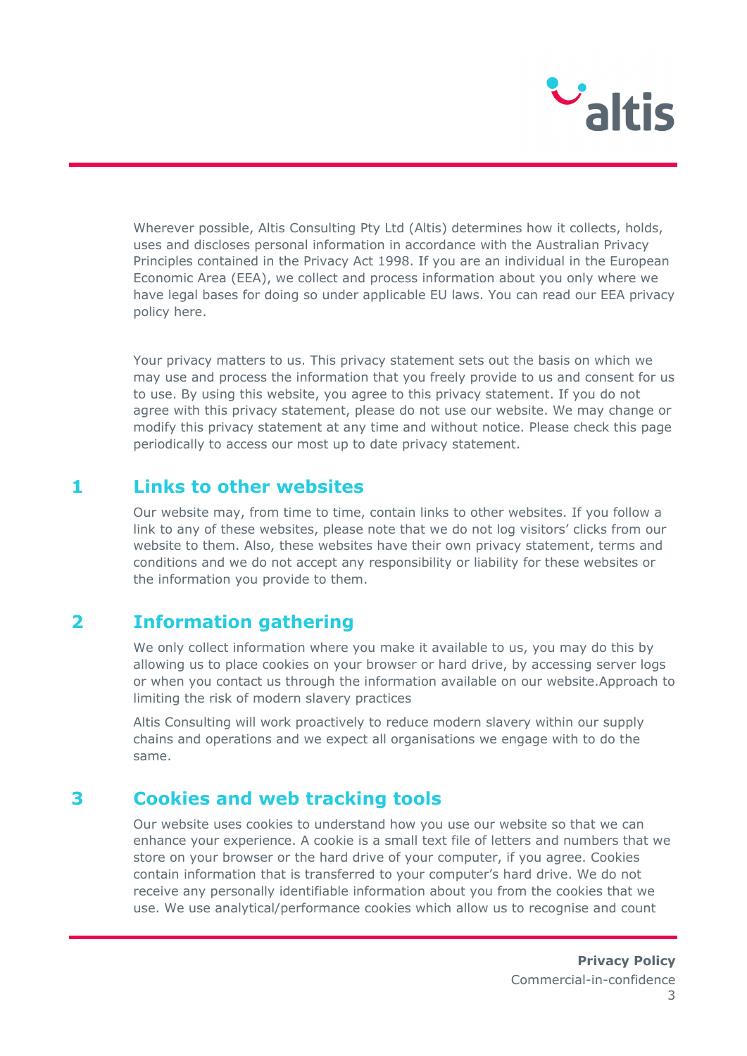Wherever possible, Altis Consulting Pty Ltd (Altis) determines how it collects, holds, uses and discloses personal information in accordance with the Australian Privacy Principles contained in the Privacy Act 1998. If you are an individual in the European Economic Area (EEA), we collect and process information about you only where we have legal bases for doing so under applicable EU laws. You can read our EEA privacy policy here.

Your privacy matters to us. This privacy statement sets out the basis on which we may use and process the information that you freely provide to us and consent for us to use. By using this website, you agree to this privacy statement. If you do not agree with this privacy statement, please do not use our website. We may change or modify this privacy statement at any time and without notice. Please check this page periodically to access our most up to date privacy statement.

## 1 Links to other websites

Our website may, from time to time, contain links to other websites. If you follow a link to any of these websites, please note that we do not log visitors' clicks from our website to them. Also, these websites have their own privacy statement, terms and conditions and we do not accept any responsibility or liability for these websites or the information you provide to them.

## 2 Information gathering

We only collect information where you make it available to us, you may do this by allowing us to place cookies on your browser or hard drive, by accessing server logs or when you contact us through the information available on our website.Approach to limiting the risk of modern slavery practices

Altis Consulting will work proactively to reduce modern slavery within our supply chains and operations and we expect all organisations we engage with to do the same.

## 3 Cookies and web tracking tools

Our website uses cookies to understand how you use our website so that we can enhance your experience. A cookie is a small text file of letters and numbers that we store on your browser or the hard drive of your computer, if you agree. Cookies contain information that is transferred to your computer's hard drive. We do not receive any personally identifiable information about you from the cookies that we use. We use analytical/performance cookies which allow us to recognise and count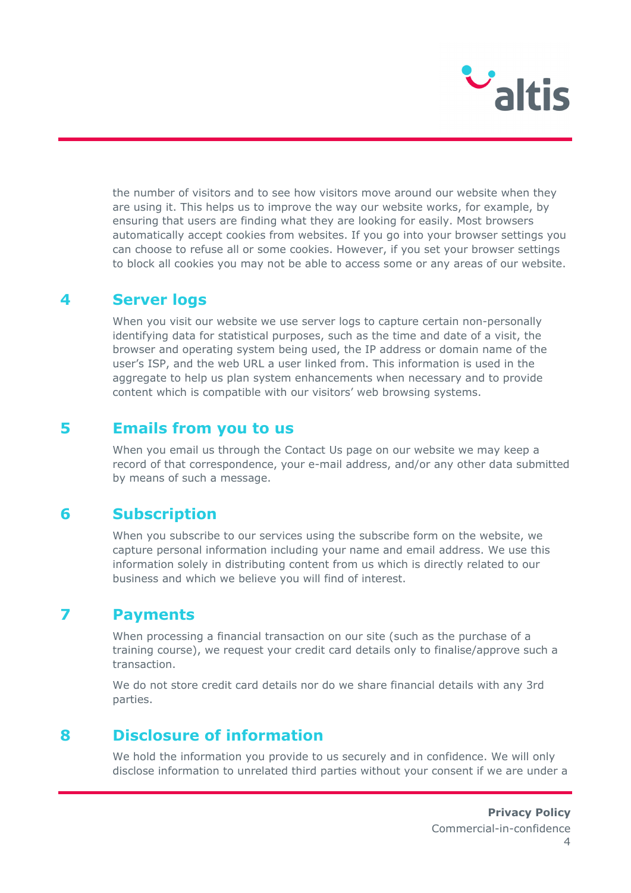the number of visitors and to see how visitors move around our website when they are using it. This helps us to improve the way our website works, for example, by ensuring that users are finding what they are looking for easily. Most browsers automatically accept cookies from websites. If you go into your browser settings you can choose to refuse all or some cookies. However, if you set your browser settings to block all cookies you may not be able to access some or any areas of our website.

## 4 Server logs

When you visit our website we use server logs to capture certain non-personally identifying data for statistical purposes, such as the time and date of a visit, the browser and operating system being used, the IP address or domain name of the user's ISP, and the web URL a user linked from. This information is used in the aggregate to help us plan system enhancements when necessary and to provide content which is compatible with our visitors' web browsing systems.

## 5 Emails from you to us

When you email us through the Contact Us page on our website we may keep a record of that correspondence, your e-mail address, and/or any other data submitted by means of such a message.

## 6 Subscription

When you subscribe to our services using the subscribe form on the website, we capture personal information including your name and email address. We use this information solely in distributing content from us which is directly related to our business and which we believe you will find of interest.

## 7 Payments

When processing a financial transaction on our site (such as the purchase of a training course), we request your credit card details only to finalise/approve such a transaction.

We do not store credit card details nor do we share financial details with any 3rd parties.

## 8 Disclosure of information

We hold the information you provide to us securely and in confidence. We will only disclose information to unrelated third parties without your consent if we are under a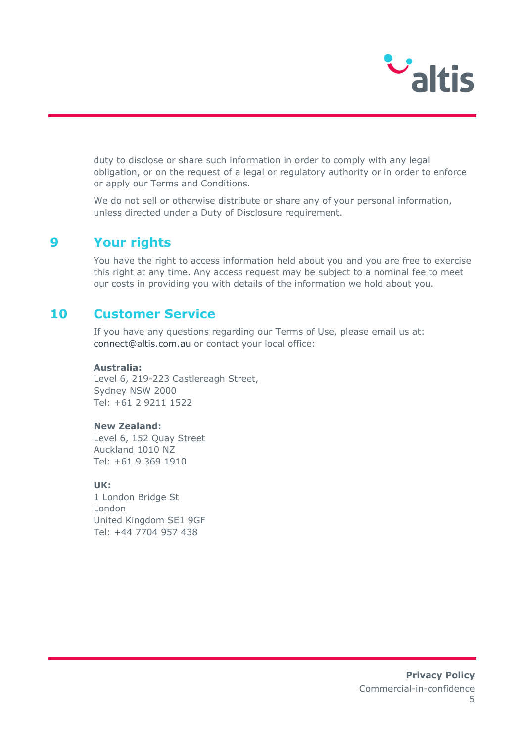duty to disclose or share such information in order to comply with any legal obligation, or on the request of a legal or regulatory authority or in order to enforce or apply our Terms and Conditions.

We do not sell or otherwise distribute or share any of your personal information, unless directed under a Duty of Disclosure requirement.

## 9 Your rights

You have the right to access information held about you and you are free to exercise this right at any time. Any access request may be subject to a nominal fee to meet our costs in providing you with details of the information we hold about you.

## 10 Customer Service

If you have any questions regarding our Terms of Use, please email us at: connect@altis.com.au or contact your local office:

**Australia:**
Level 6, 219-223 Castlereagh Street,
Sydney NSW 2000
Tel: +61 2 9211 1522

**New Zealand:**
Level 6, 152 Quay Street
Auckland 1010 NZ
Tel: +61 9 369 1910

**UK:**
1 London Bridge St
London
United Kingdom SE1 9GF
Tel: +44 7704 957 438